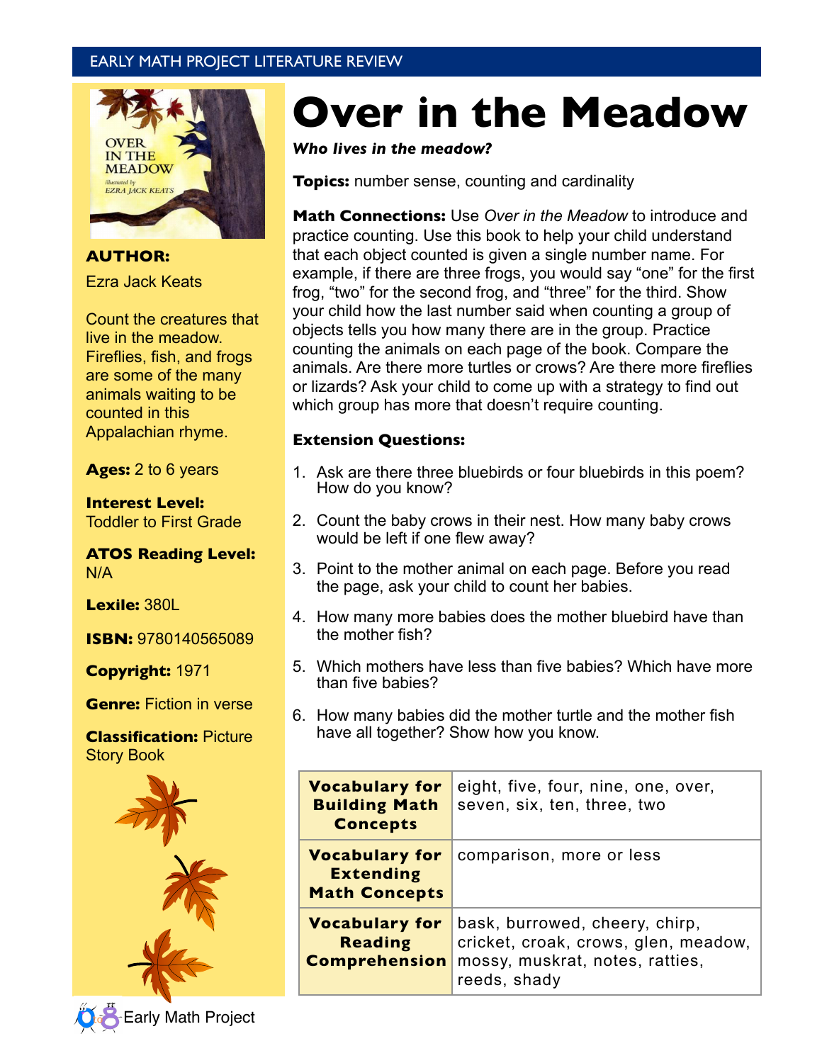EARLY MATH PROJECT LITERATURE REVIEW

# Over in the Meadow

***Who lives in the meadow?***

**AUTHOR:**
Ezra Jack Keats

Count the creatures that live in the meadow. Fireflies, fish, and frogs are some of the many animals waiting to be counted in this Appalachian rhyme.

**Ages:** 2 to 6 years

**Interest Level:** Toddler to First Grade

**ATOS Reading Level:** N/A

**Lexile:** 380L

**ISBN:** 9780140565089

**Copyright:** 1971

**Genre:** Fiction in verse

**Classification:** Picture Story Book

**Topics:** number sense, counting and cardinality

**Math Connections:** Use *Over in the Meadow* to introduce and practice counting. Use this book to help your child understand that each object counted is given a single number name. For example, if there are three frogs, you would say "one" for the first frog, "two" for the second frog, and "three" for the third. Show your child how the last number said when counting a group of objects tells you how many there are in the group. Practice counting the animals on each page of the book. Compare the animals. Are there more turtles or crows? Are there more fireflies or lizards? Ask your child to come up with a strategy to find out which group has more that doesn't require counting.

**Extension Questions:**

1. Ask are there three bluebirds or four bluebirds in this poem? How do you know?
2. Count the baby crows in their nest. How many baby crows would be left if one flew away?
3. Point to the mother animal on each page. Before you read the page, ask your child to count her babies.
4. How many more babies does the mother bluebird have than the mother fish?
5. Which mothers have less than five babies? Which have more than five babies?
6. How many babies did the mother turtle and the mother fish have all together? Show how you know.

| | |
|---|---|
| **Vocabulary for Building Math Concepts** | eight, five, four, nine, one, over, seven, six, ten, three, two |
| **Vocabulary for Extending Math Concepts** | comparison, more or less |
| **Vocabulary for Reading Comprehension** | bask, burrowed, cheery, chirp, cricket, croak, crows, glen, meadow, mossy, muskrat, notes, ratties, reeds, shady |

Early Math Project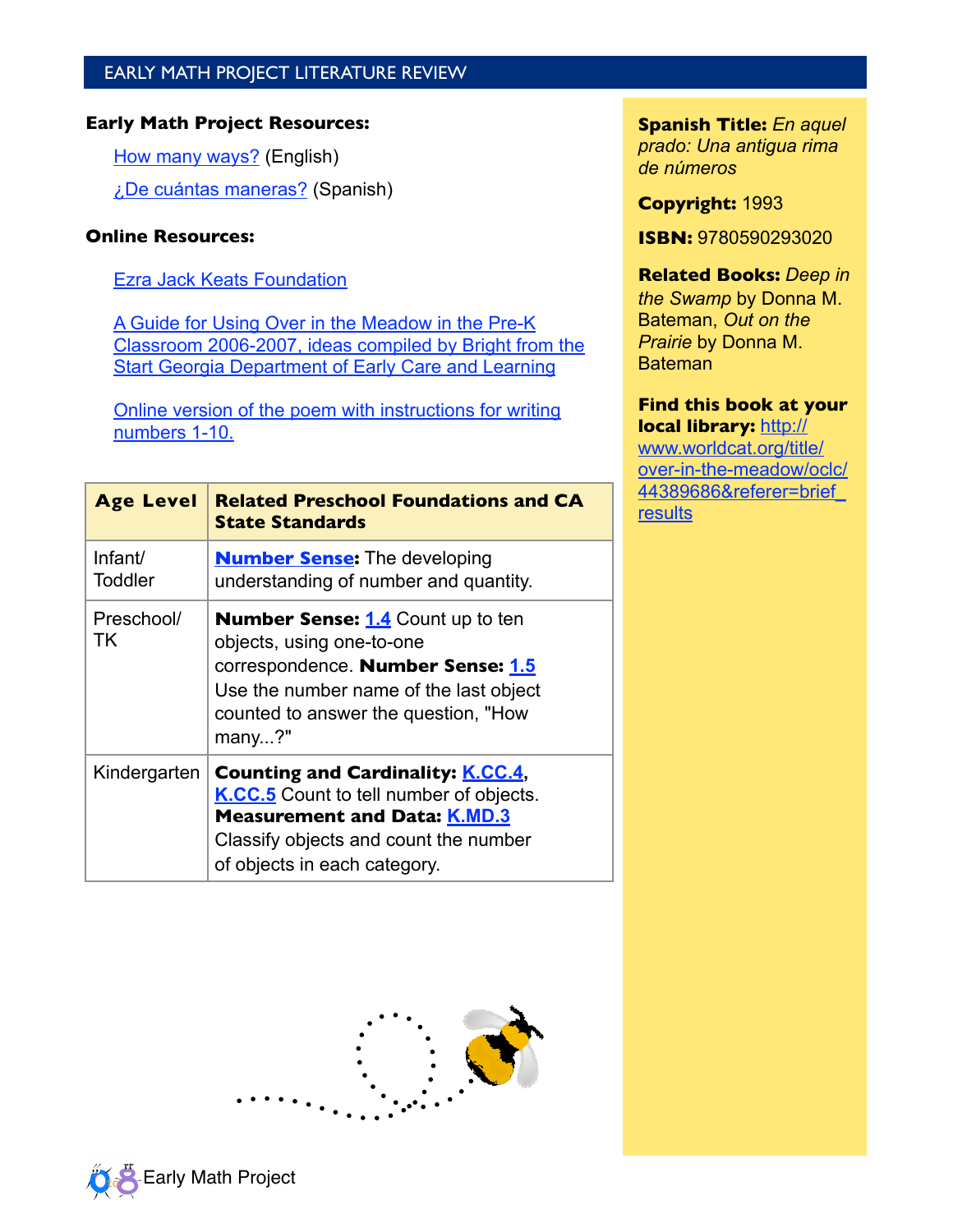**Early Math Project Resources:**

[How many ways?](#) (English)

[¿De cuántas maneras?](#) (Spanish)

**Online Resources:**

[Ezra Jack Keats Foundation](#)

[A Guide for Using Over in the Meadow in the Pre-K Classroom 2006-2007, ideas compiled by Bright from the Start Georgia Department of Early Care and Learning](#)

[Online version of the poem with instructions for writing numbers 1-10.](#)

| Age Level | Related Preschool Foundations and CA State Standards |
|---|---|
| Infant/ Toddler | **Number Sense:** The developing understanding of number and quantity. |
| Preschool/ TK | **Number Sense: 1.4** Count up to ten objects, using one-to-one correspondence. **Number Sense: 1.5** Use the number name of the last object counted to answer the question, "How many...?" |
| Kindergarten | **Counting and Cardinality: K.CC.4, K.CC.5** Count to tell number of objects. **Measurement and Data: K.MD.3** Classify objects and count the number of objects in each category. |

**Spanish Title:** *En aquel prado: Una antigua rima de números*

**Copyright:** 1993

**ISBN:** 9780590293020

**Related Books:** *Deep in the Swamp* by Donna M. Bateman, *Out on the Prairie* by Donna M. Bateman

**Find this book at your local library:** http://www.worldcat.org/title/over-in-the-meadow/oclc/44389686&referer=brief_results